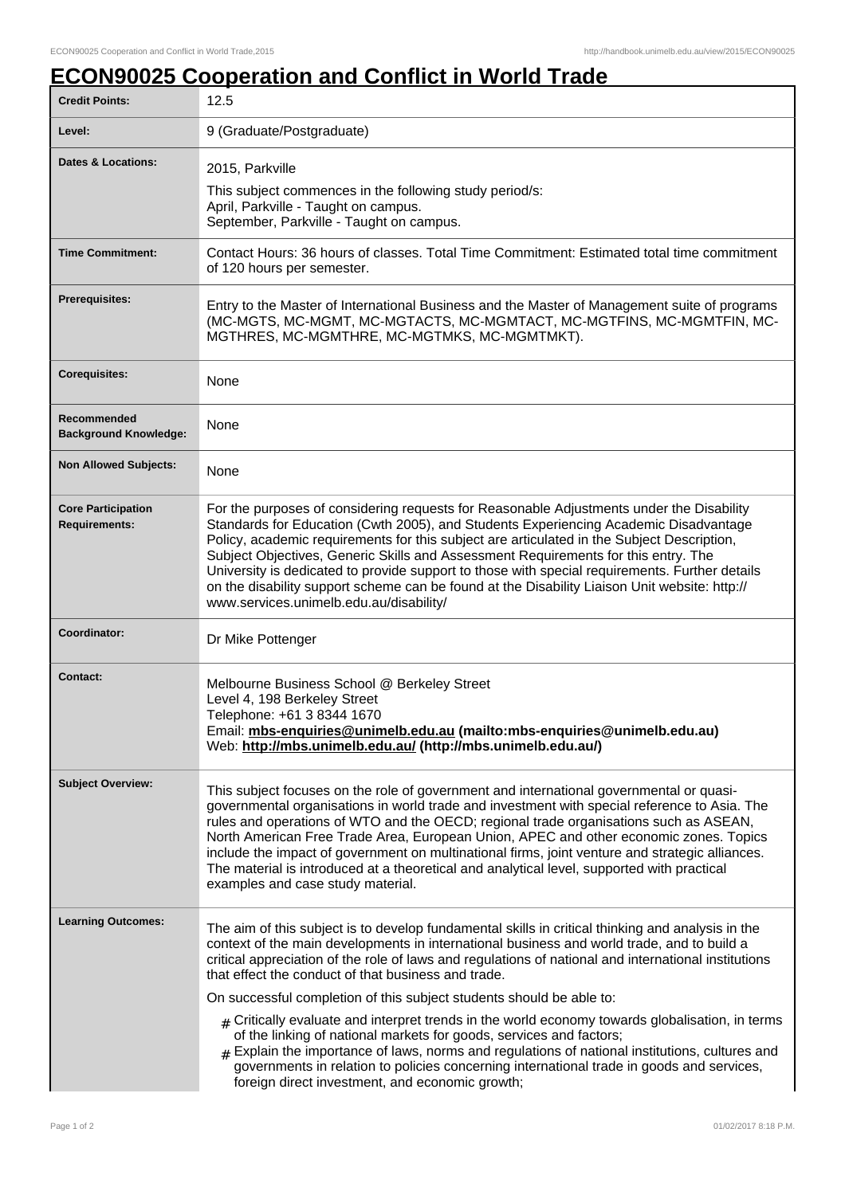# ECON90025 Cooperation and Conflict in World Trade

| | |
|---|---|
| **Credit Points:** | 12.5 |
| **Level:** | 9 (Graduate/Postgraduate) |
| **Dates & Locations:** | 2015, Parkville<br>This subject commences in the following study period/s:<br>April, Parkville - Taught on campus.<br>September, Parkville - Taught on campus. |
| **Time Commitment:** | Contact Hours: 36 hours of classes. Total Time Commitment: Estimated total time commitment of 120 hours per semester. |
| **Prerequisites:** | Entry to the Master of International Business and the Master of Management suite of programs (MC-MGTS, MC-MGMT, MC-MGTACTS, MC-MGMTACT, MC-MGTFINS, MC-MGMTFIN, MC-MGTHRES, MC-MGMTHRE, MC-MGTMKS, MC-MGMTMKT). |
| **Corequisites:** | None |
| **Recommended Background Knowledge:** | None |
| **Non Allowed Subjects:** | None |
| **Core Participation Requirements:** | For the purposes of considering requests for Reasonable Adjustments under the Disability Standards for Education (Cwth 2005), and Students Experiencing Academic Disadvantage Policy, academic requirements for this subject are articulated in the Subject Description, Subject Objectives, Generic Skills and Assessment Requirements for this entry. The University is dedicated to provide support to those with special requirements. Further details on the disability support scheme can be found at the Disability Liaison Unit website: http://www.services.unimelb.edu.au/disability/ |
| **Coordinator:** | Dr Mike Pottenger |
| **Contact:** | Melbourne Business School @ Berkeley Street<br>Level 4, 198 Berkeley Street<br>Telephone: +61 3 8344 1670<br>Email: **mbs-enquiries@unimelb.edu.au (mailto:mbs-enquiries@unimelb.edu.au)**<br>Web: **http://mbs.unimelb.edu.au/ (http://mbs.unimelb.edu.au/)** |
| **Subject Overview:** | This subject focuses on the role of government and international governmental or quasi-governmental organisations in world trade and investment with special reference to Asia. The rules and operations of WTO and the OECD; regional trade organisations such as ASEAN, North American Free Trade Area, European Union, APEC and other economic zones. Topics include the impact of government on multinational firms, joint venture and strategic alliances. The material is introduced at a theoretical and analytical level, supported with practical examples and case study material. |
| **Learning Outcomes:** | The aim of this subject is to develop fundamental skills in critical thinking and analysis in the context of the main developments in international business and world trade, and to build a critical appreciation of the role of laws and regulations of national and international institutions that effect the conduct of that business and trade.<br>On successful completion of this subject students should be able to:<br># Critically evaluate and interpret trends in the world economy towards globalisation, in terms of the linking of national markets for goods, services and factors;<br># Explain the importance of laws, norms and regulations of national institutions, cultures and governments in relation to policies concerning international trade in goods and services, foreign direct investment, and economic growth; |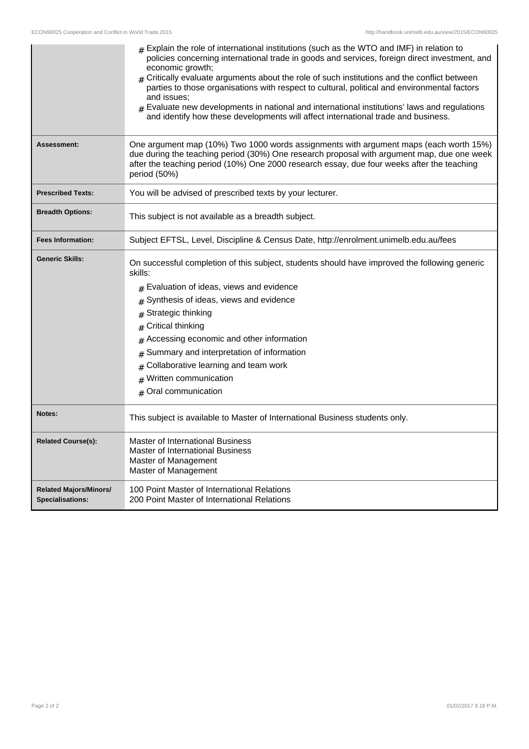| | |
|---|---|
| | # Explain the role of international institutions (such as the WTO and IMF) in relation to policies concerning international trade in goods and services, foreign direct investment, and economic growth;<br># Critically evaluate arguments about the role of such institutions and the conflict between parties to those organisations with respect to cultural, political and environmental factors and issues;<br># Evaluate new developments in national and international institutions' laws and regulations and identify how these developments will affect international trade and business. |
| **Assessment:** | One argument map (10%) Two 1000 words assignments with argument maps (each worth 15%) due during the teaching period (30%) One research proposal with argument map, due one week after the teaching period (10%) One 2000 research essay, due four weeks after the teaching period (50%) |
| **Prescribed Texts:** | You will be advised of prescribed texts by your lecturer. |
| **Breadth Options:** | This subject is not available as a breadth subject. |
| **Fees Information:** | Subject EFTSL, Level, Discipline & Census Date, http://enrolment.unimelb.edu.au/fees |
| **Generic Skills:** | On successful completion of this subject, students should have improved the following generic skills:<br># Evaluation of ideas, views and evidence<br># Synthesis of ideas, views and evidence<br># Strategic thinking<br># Critical thinking<br># Accessing economic and other information<br># Summary and interpretation of information<br># Collaborative learning and team work<br># Written communication<br># Oral communication |
| **Notes:** | This subject is available to Master of International Business students only. |
| **Related Course(s):** | Master of International Business<br>Master of International Business<br>Master of Management<br>Master of Management |
| **Related Majors/Minors/ Specialisations:** | 100 Point Master of International Relations<br>200 Point Master of International Relations |